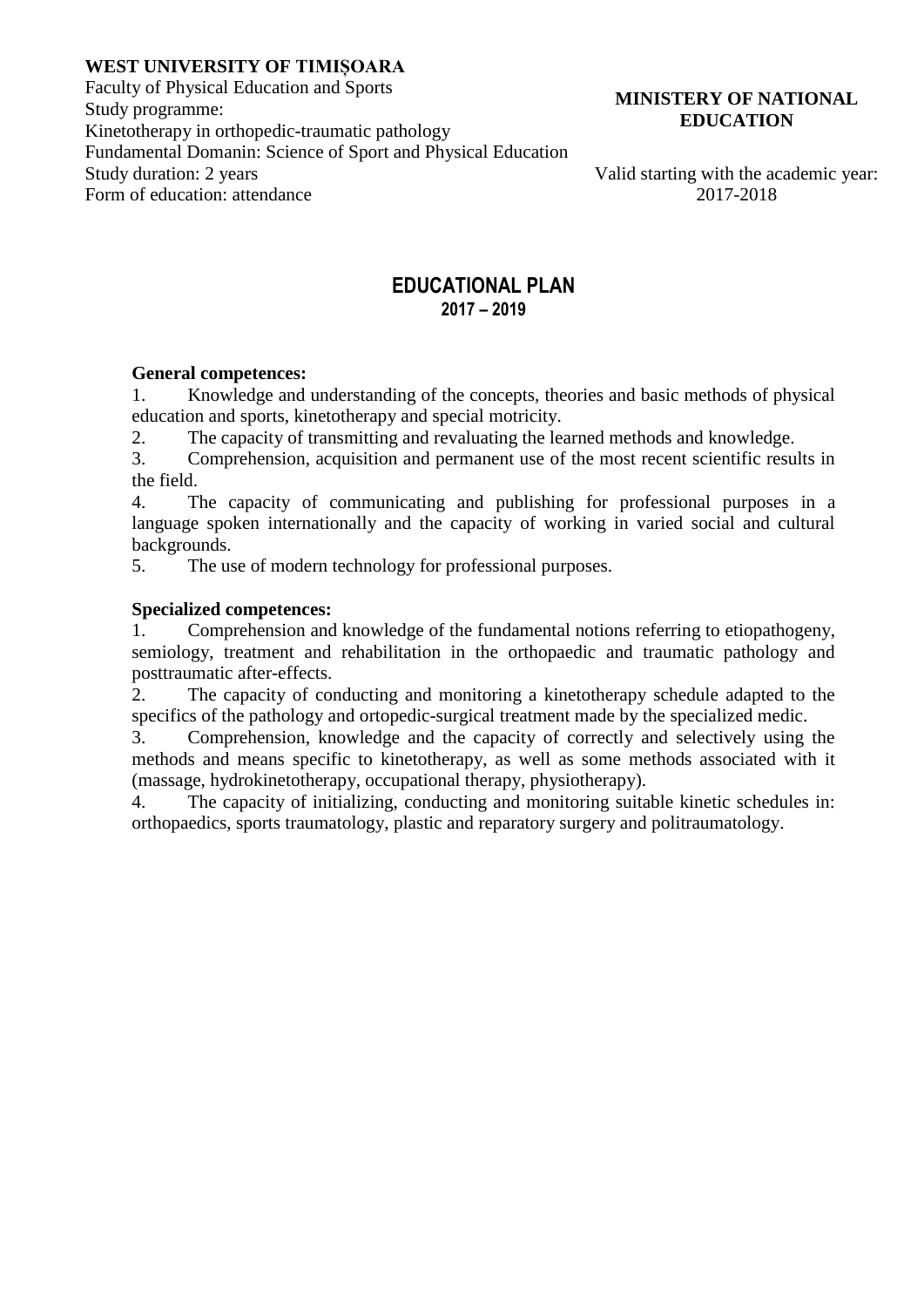**WEST UNIVERSITY OF TIMIȘOARA**
Faculty of Physical Education and Sports
Study programme:
Kinetotherapy in orthopedic-traumatic pathology
Fundamental Domanin: Science of Sport and Physical Education
Study duration: 2 years
Form of education: attendance

**MINISTERY OF NATIONAL EDUCATION**

Valid starting with the academic year: 2017-2018

# EDUCATIONAL PLAN
## 2017 – 2019

**General competences:**

1. Knowledge and understanding of the concepts, theories and basic methods of physical education and sports, kinetotherapy and special motricity.
2. The capacity of transmitting and revaluating the learned methods and knowledge.
3. Comprehension, acquisition and permanent use of the most recent scientific results in the field.
4. The capacity of communicating and publishing for professional purposes in a language spoken internationally and the capacity of working in varied social and cultural backgrounds.
5. The use of modern technology for professional purposes.

**Specialized competences:**

1. Comprehension and knowledge of the fundamental notions referring to etiopathogeny, semiology, treatment and rehabilitation in the orthopaedic and traumatic pathology and posttraumatic after-effects.
2. The capacity of conducting and monitoring a kinetotherapy schedule adapted to the specifics of the pathology and ortopedic-surgical treatment made by the specialized medic.
3. Comprehension, knowledge and the capacity of correctly and selectively using the methods and means specific to kinetotherapy, as well as some methods associated with it (massage, hydrokinetotherapy, occupational therapy, physiotherapy).
4. The capacity of initializing, conducting and monitoring suitable kinetic schedules in: orthopaedics, sports traumatology, plastic and reparatory surgery and politraumatology.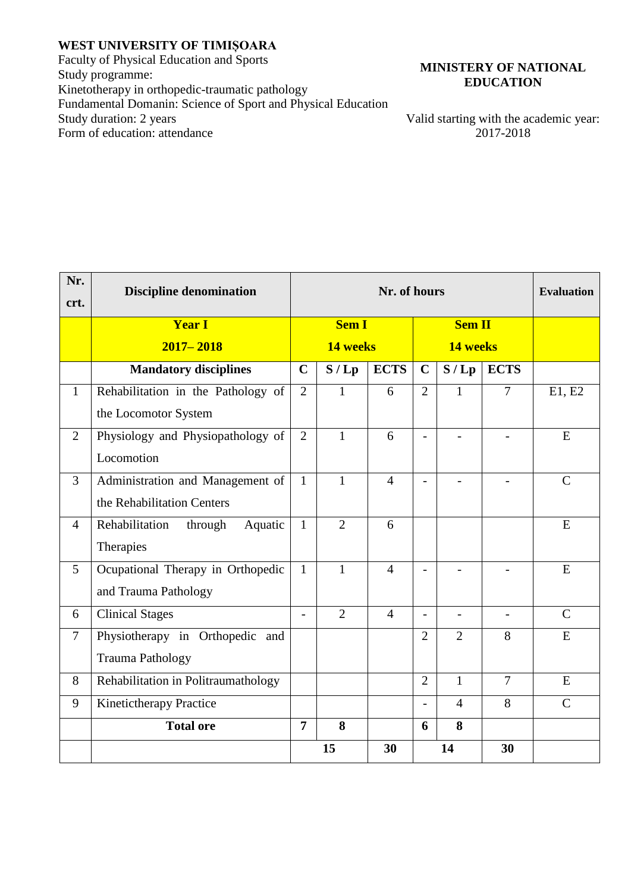**WEST UNIVERSITY OF TIMIȘOARA**
Faculty of Physical Education and Sports
Study programme:
Kinetotherapy in orthopedic-traumatic pathology
Fundamental Domanin: Science of Sport and Physical Education
Study duration: 2 years
Form of education: attendance

**MINISTERY OF NATIONAL EDUCATION**

Valid starting with the academic year: 2017-2018

| Nr. crt. | Discipline denomination | Nr. of hours | | | | | | Evaluation |
|---|---|---|---|---|---|---|---|---|
| | **Year I 2017– 2018** | **Sem I 14 weeks** | | | **Sem II 14 weeks** | | | |
| | **Mandatory disciplines** | **C** | **S / Lp** | **ECTS** | **C** | **S / Lp** | **ECTS** | |
| 1 | Rehabilitation in the Pathology of the Locomotor System | 2 | 1 | 6 | 2 | 1 | 7 | E1, E2 |
| 2 | Physiology and Physiopathology of Locomotion | 2 | 1 | 6 | - | - | - | E |
| 3 | Administration and Management of the Rehabilitation Centers | 1 | 1 | 4 | - | - | - | C |
| 4 | Rehabilitation through Aquatic Therapies | 1 | 2 | 6 | | | | E |
| 5 | Ocupational Therapy in Orthopedic and Trauma Pathology | 1 | 1 | 4 | - | - | - | E |
| 6 | Clinical Stages | - | 2 | 4 | - | - | - | C |
| 7 | Physiotherapy in Orthopedic and Trauma Pathology | | | | 2 | 2 | 8 | E |
| 8 | Rehabilitation in Politraumathology | | | | 2 | 1 | 7 | E |
| 9 | Kineticstherapy Practice | | | | - | 4 | 8 | C |
| | **Total ore** | **7** | **8** | | **6** | **8** | | |
| | | **15** | | **30** | **14** | | **30** | |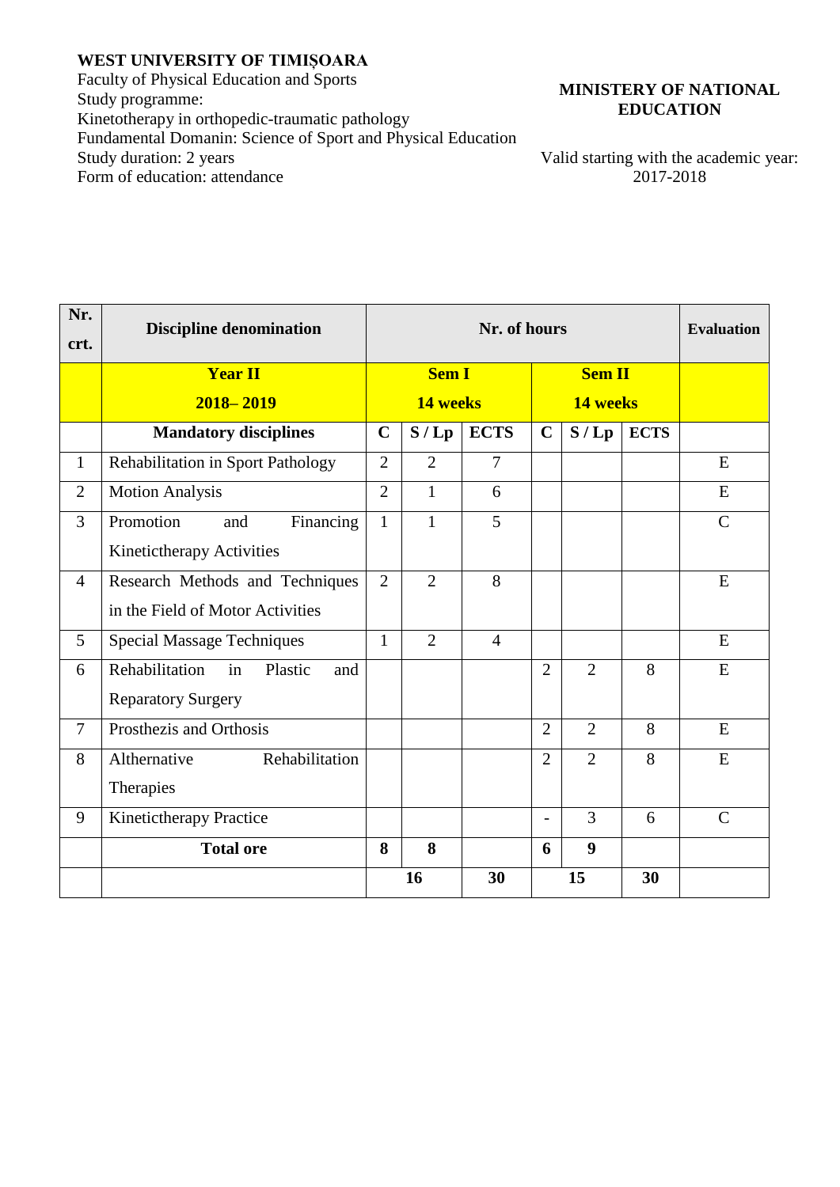**WEST UNIVERSITY OF TIMIŞOARA**
Faculty of Physical Education and Sports
Study programme:
Kinetotherapy in orthopedic-traumatic pathology
Fundamental Domanin: Science of Sport and Physical Education
Study duration: 2 years
Form of education: attendance

**MINISTERY OF NATIONAL EDUCATION**

Valid starting with the academic year: 2017-2018

| Nr. crt. | Discipline denomination | Nr. of hours | | | | | | Evaluation |
|---|---|---|---|---|---|---|---|---|
| | **Year II 2018– 2019** | **Sem I 14 weeks** | | | **Sem II 14 weeks** | | | |
| | **Mandatory disciplines** | **C** | **S / Lp** | **ECTS** | **C** | **S / Lp** | **ECTS** | |
| 1 | Rehabilitation in Sport Pathology | 2 | 2 | 7 | | | | E |
| 2 | Motion Analysis | 2 | 1 | 6 | | | | E |
| 3 | Promotion and Financing Kinecticherapy Activities | 1 | 1 | 5 | | | | C |
| 4 | Research Methods and Techniques in the Field of Motor Activities | 2 | 2 | 8 | | | | E |
| 5 | Special Massage Techniques | 1 | 2 | 4 | | | | E |
| 6 | Rehabilitation in Plastic and Reparatory Surgery | | | | 2 | 2 | 8 | E |
| 7 | Prosthezis and Orthosis | | | | 2 | 2 | 8 | E |
| 8 | Althernative Rehabilitation Therapies | | | | 2 | 2 | 8 | E |
| 9 | Kinecticherapy Practice | | | | - | 3 | 6 | C |
| | **Total ore** | **8** | **8** | | **6** | **9** | | |
| | | **16** | | **30** | **15** | | **30** | |